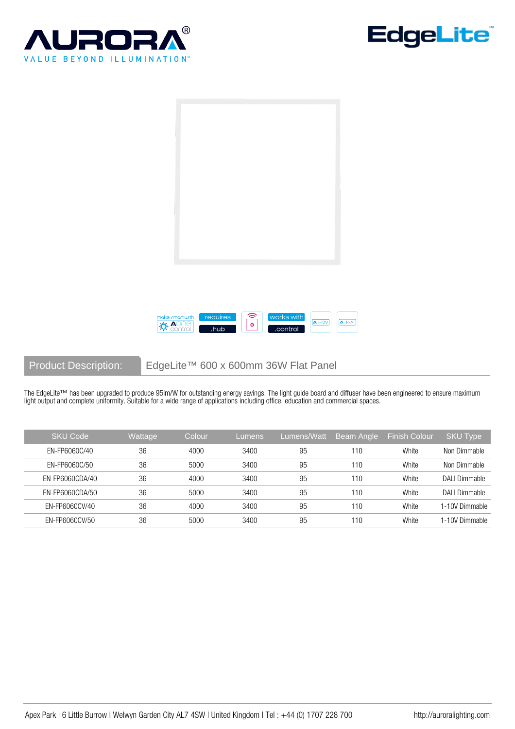AURORA®

VALUE BEYOND ILLUMINATION™

EdgeLite™

make smart with Aone control | requires .hub | works with .control | 1-10V | 16A

## Product Description: EdgeLite™ 600 x 600mm 36W Flat Panel

The EdgeLite™ has been upgraded to produce 95lm/W for outstanding energy savings. The light guide board and diffuser have been engineered to ensure maximum light output and complete uniformity. Suitable for a wide range of applications including office, education and commercial spaces.

| SKU Code | Wattage | Colour | Lumens | Lumens/Watt | Beam Angle | Finish Colour | SKU Type |
|---|---|---|---|---|---|---|---|
| EN-FP6060C/40 | 36 | 4000 | 3400 | 95 | 110 | White | Non Dimmable |
| EN-FP6060C/50 | 36 | 5000 | 3400 | 95 | 110 | White | Non Dimmable |
| EN-FP6060CDA/40 | 36 | 4000 | 3400 | 95 | 110 | White | DALI Dimmable |
| EN-FP6060CDA/50 | 36 | 5000 | 3400 | 95 | 110 | White | DALI Dimmable |
| EN-FP6060CV/40 | 36 | 4000 | 3400 | 95 | 110 | White | 1-10V Dimmable |
| EN-FP6060CV/50 | 36 | 5000 | 3400 | 95 | 110 | White | 1-10V Dimmable |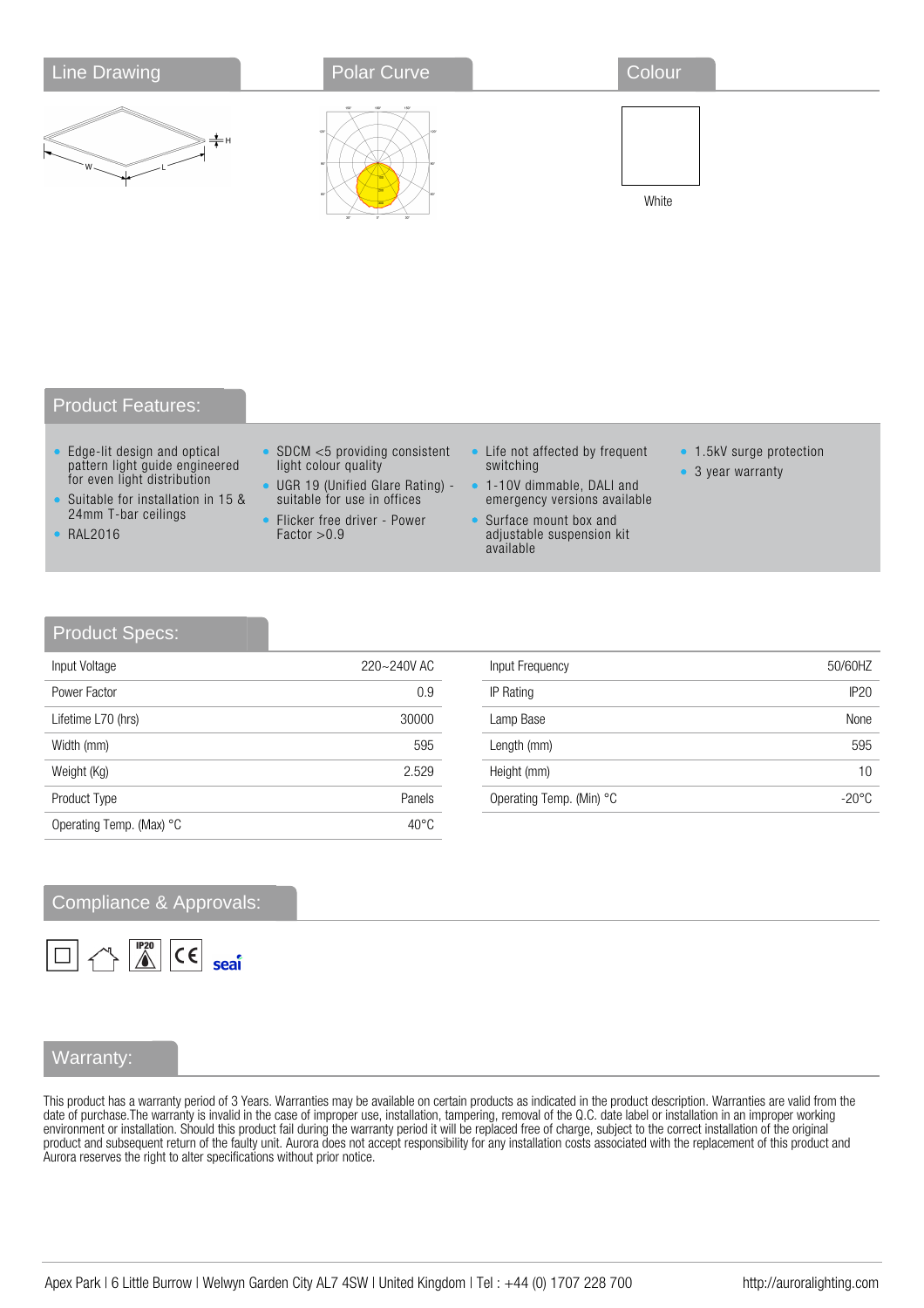## Line Drawing

W L H

## Polar Curve

## Colour

White

## Product Features:

- Edge-lit design and optical pattern light guide engineered for even light distribution
- Suitable for installation in 15 & 24mm T-bar ceilings
- RAL2016
- SDCM <5 providing consistent light colour quality
- UGR 19 (Unified Glare Rating) - suitable for use in offices
- Flicker free driver - Power Factor >0.9
- Life not affected by frequent switching
- 1-10V dimmable, DALI and emergency versions available
- Surface mount box and adjustable suspension kit available
- 1.5kV surge protection
- 3 year warranty

## Product Specs:

| | |
|---|---|
| Input Voltage | 220~240V AC |
| Power Factor | 0.9 |
| Lifetime L70 (hrs) | 30000 |
| Width (mm) | 595 |
| Weight (Kg) | 2.529 |
| Product Type | Panels |
| Operating Temp. (Max) °C | 40°C |

| | |
|---|---|
| Input Frequency | 50/60HZ |
| IP Rating | IP20 |
| Lamp Base | None |
| Length (mm) | 595 |
| Height (mm) | 10 |
| Operating Temp. (Min) °C | -20°C |

## Compliance & Approvals:

IP20 CE seai

## Warranty:

This product has a warranty period of 3 Years. Warranties may be available on certain products as indicated in the product description. Warranties are valid from the date of purchase.The warranty is invalid in the case of improper use, installation, tampering, removal of the Q.C. date label or installation in an improper working environment or installation. Should this product fail during the warranty period it will be replaced free of charge, subject to the correct installation of the original product and subsequent return of the faulty unit. Aurora does not accept responsibility for any installation costs associated with the replacement of this product and Aurora reserves the right to alter specifications without prior notice.

Apex Park | 6 Little Burrow | Welwyn Garden City AL7 4SW | United Kingdom | Tel : +44 (0) 1707 228 700 http://auroralighting.com